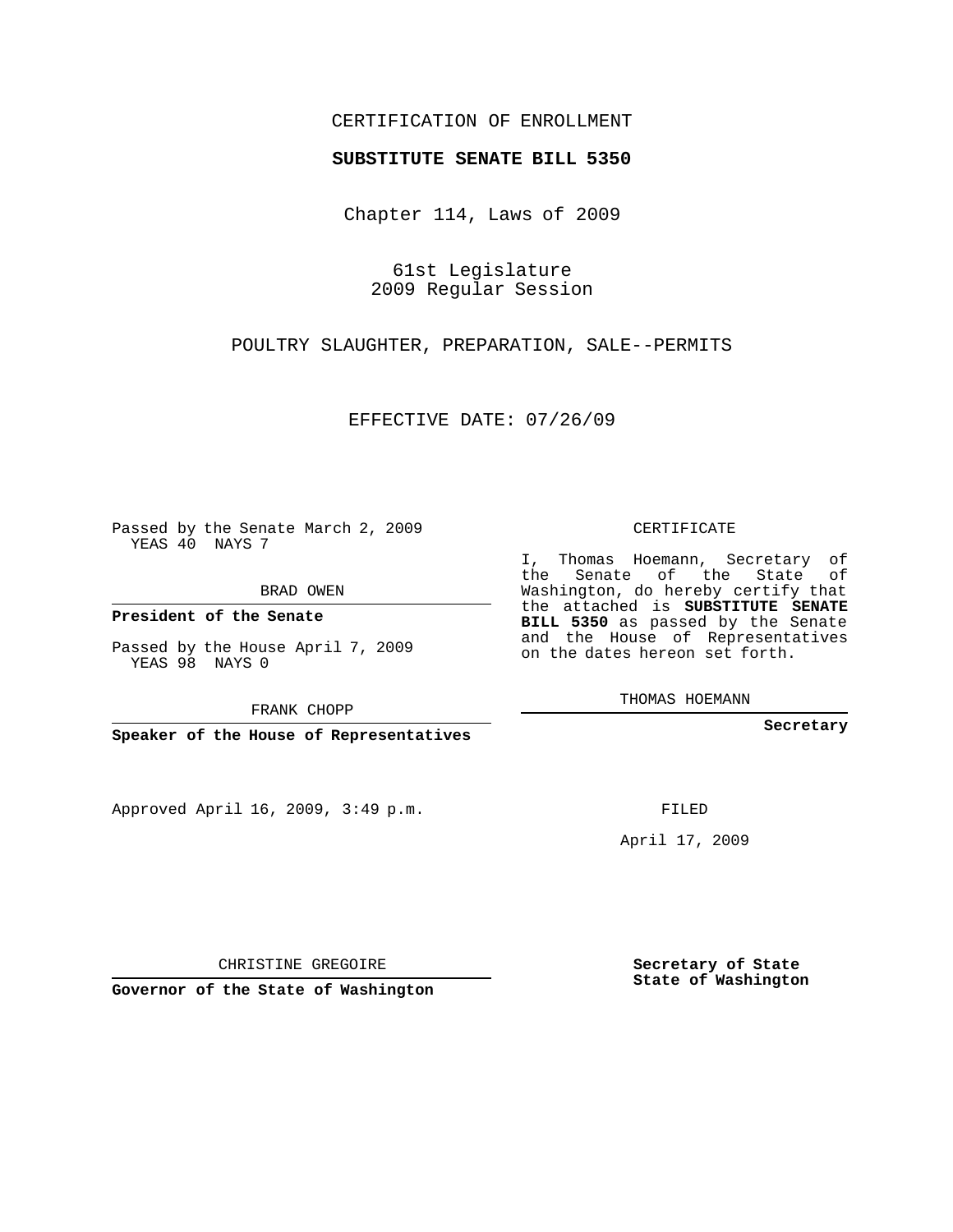CERTIFICATION OF ENROLLMENT

**SUBSTITUTE SENATE BILL 5350**

Chapter 114, Laws of 2009

61st Legislature
2009 Regular Session

POULTRY SLAUGHTER, PREPARATION, SALE--PERMITS

EFFECTIVE DATE: 07/26/09

Passed by the Senate March 2, 2009
YEAS 40 NAYS 7

BRAD OWEN

**President of the Senate**

Passed by the House April 7, 2009
YEAS 98 NAYS 0

FRANK CHOPP

**Speaker of the House of Representatives**

Approved April 16, 2009, 3:49 p.m.

CHRISTINE GREGOIRE

**Governor of the State of Washington**

CERTIFICATE

I, Thomas Hoemann, Secretary of the Senate of the State of Washington, do hereby certify that the attached is **SUBSTITUTE SENATE BILL 5350** as passed by the Senate and the House of Representatives on the dates hereon set forth.

THOMAS HOEMANN

**Secretary**

FILED

April 17, 2009

**Secretary of State**
**State of Washington**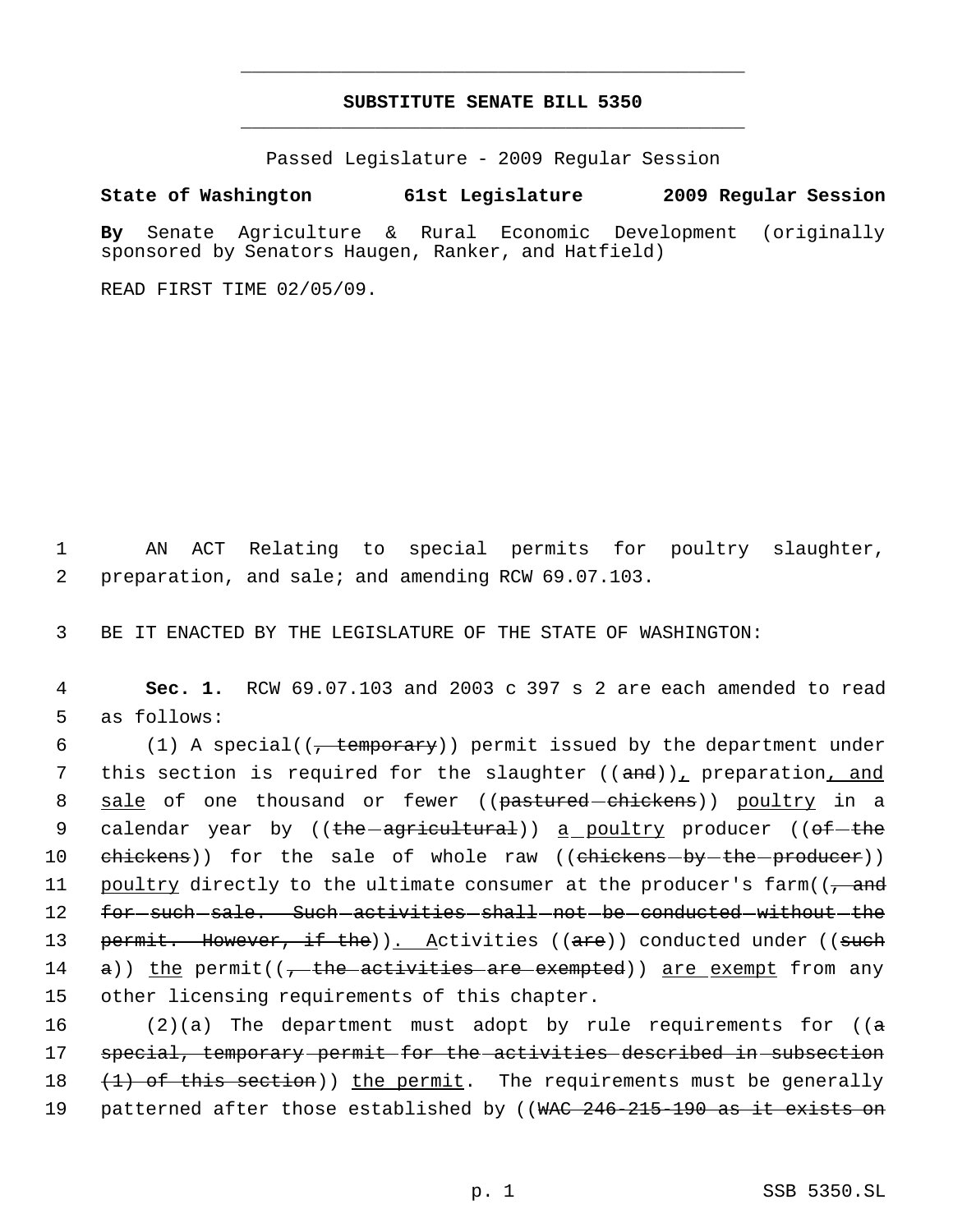# SUBSTITUTE SENATE BILL 5350

Passed Legislature - 2009 Regular Session

**State of Washington 61st Legislature 2009 Regular Session**

**By** Senate Agriculture & Rural Economic Development (originally sponsored by Senators Haugen, Ranker, and Hatfield)

READ FIRST TIME 02/05/09.

1 AN ACT Relating to special permits for poultry slaughter, 2 preparation, and sale; and amending RCW 69.07.103.

3 BE IT ENACTED BY THE LEGISLATURE OF THE STATE OF WASHINGTON:

4 **Sec. 1.** RCW 69.07.103 and 2003 c 397 s 2 are each amended to read 5 as follows:

6 (1) A special((~~, temporary~~)) permit issued by the department under 7 this section is required for the slaughter ((~~and~~))<u>,</u> preparation<u>, and</u> 8 <u>sale</u> of one thousand or fewer ((~~pastured chickens~~)) <u>poultry</u> in a 9 calendar year by ((~~the agricultural~~)) <u>a poultry</u> producer ((~~of the~~ 10 ~~chickens~~)) for the sale of whole raw ((~~chickens by the producer~~)) 11 <u>poultry</u> directly to the ultimate consumer at the producer's farm((~~, and~~ 12 ~~for such sale. Such activities shall not be conducted without the~~ 13 ~~permit. However, if the~~))<u>. A</u>ctivities ((~~are~~)) conducted under ((~~such~~ 14 ~~a~~)) <u>the</u> permit((~~, the activities are exempted~~)) <u>are exempt</u> from any 15 other licensing requirements of this chapter.

16 (2)(a) The department must adopt by rule requirements for ((~~a~~ 17 ~~special, temporary permit for the activities described in subsection~~ 18 ~~(1) of this section~~)) <u>the permit</u>. The requirements must be generally 19 patterned after those established by ((~~WAC 246-215-190 as it exists on~~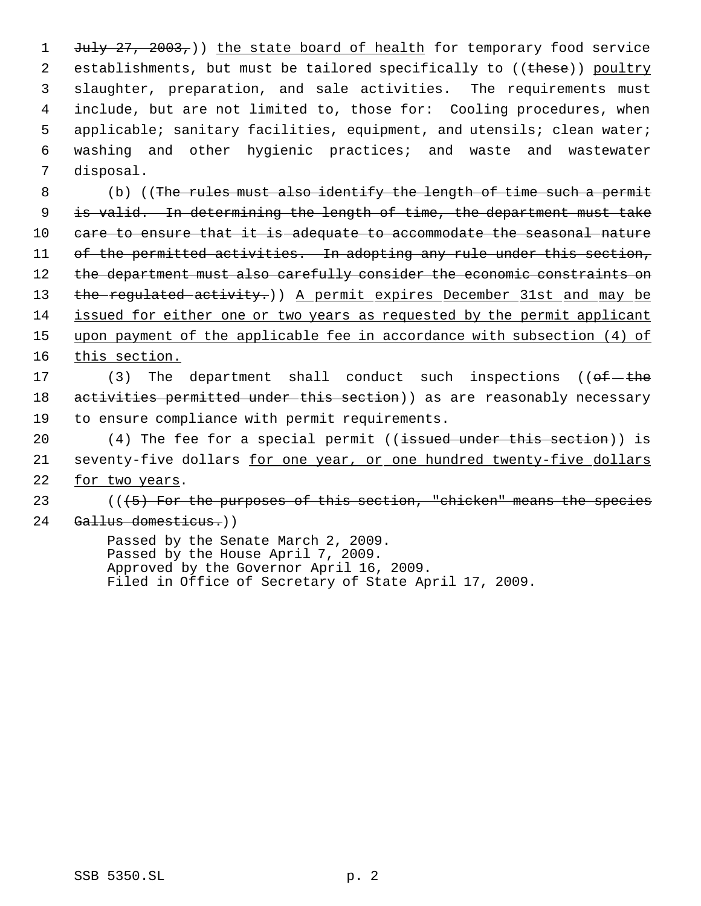~~July 27, 2003,~~)) <u>the state board of health</u> for temporary food service establishments, but must be tailored specifically to ((~~these~~)) <u>poultry</u> slaughter, preparation, and sale activities. The requirements must include, but are not limited to, those for: Cooling procedures, when applicable; sanitary facilities, equipment, and utensils; clean water; washing and other hygienic practices; and waste and wastewater disposal.

(b) ((~~The rules must also identify the length of time such a permit is valid. In determining the length of time, the department must take care to ensure that it is adequate to accommodate the seasonal nature of the permitted activities. In adopting any rule under this section, the department must also carefully consider the economic constraints on the regulated activity.~~)) <u>A permit expires December 31st and may be issued for either one or two years as requested by the permit applicant upon payment of the applicable fee in accordance with subsection (4) of this section.</u>

(3) The department shall conduct such inspections ((~~of the activities permitted under this section~~)) as are reasonably necessary to ensure compliance with permit requirements.

(4) The fee for a special permit ((~~issued under this section~~)) is seventy-five dollars <u>for one year, or one hundred twenty-five dollars for two years</u>.

((~~(5) For the purposes of this section, "chicken" means the species Gallus domesticus.~~))

Passed by the Senate March 2, 2009.
Passed by the House April 7, 2009.
Approved by the Governor April 16, 2009.
Filed in Office of Secretary of State April 17, 2009.